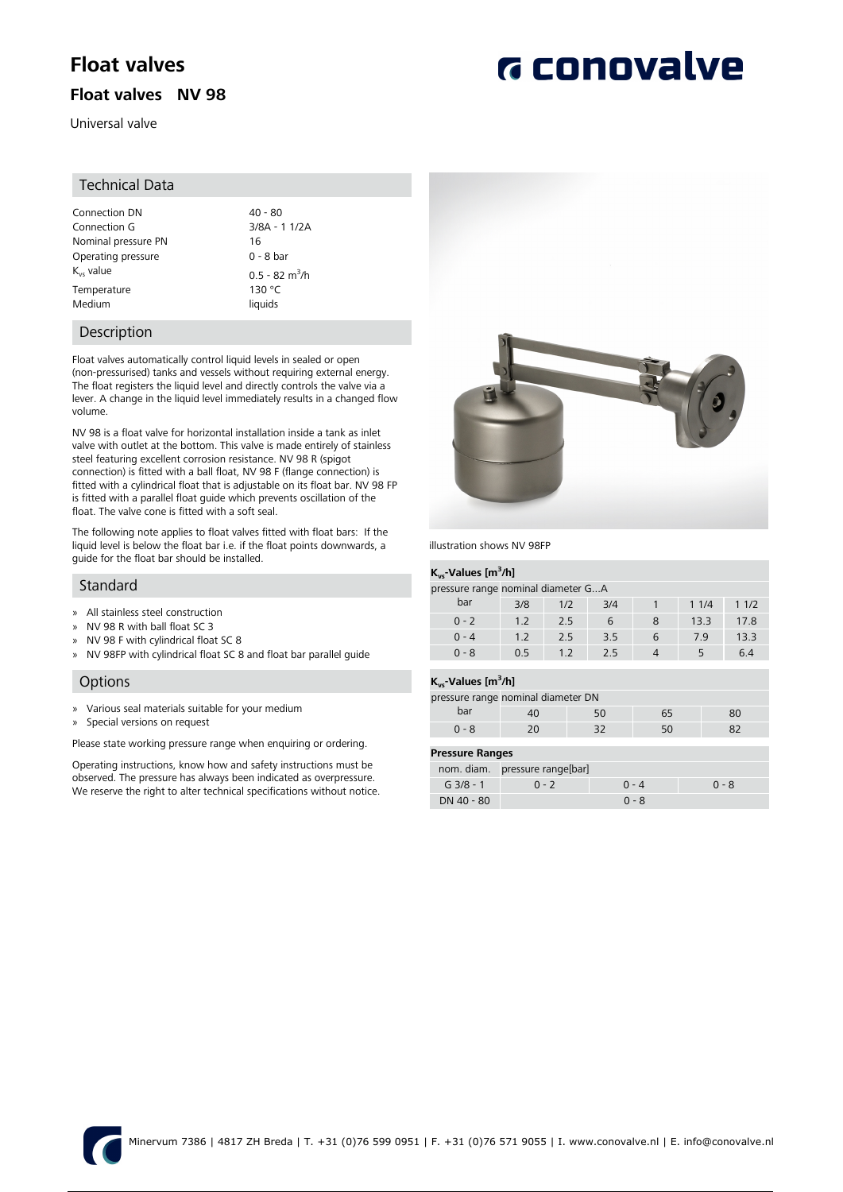# Float valves

## Float valves NV 98

Universal valve

conovalve

## Technical Data

| | |
|---|---|
| Connection DN | 40 - 80 |
| Connection G | 3/8A - 1 1/2A |
| Nominal pressure PN | 16 |
| Operating pressure | 0 - 8 bar |
| $K_{vs}$ value | 0.5 - 82 $m^3/h$ |
| Temperature | 130 °C |
| Medium | liquids |

## Description

Float valves automatically control liquid levels in sealed or open (non-pressurised) tanks and vessels without requiring external energy. The float registers the liquid level and directly controls the valve via a lever. A change in the liquid level immediately results in a changed flow volume.

NV 98 is a float valve for horizontal installation inside a tank as inlet valve with outlet at the bottom. This valve is made entirely of stainless steel featuring excellent corrosion resistance. NV 98 R (spigot connection) is fitted with a ball float, NV 98 F (flange connection) is fitted with a cylindrical float that is adjustable on its float bar. NV 98 FP is fitted with a parallel float guide which prevents oscillation of the float. The valve cone is fitted with a soft seal.

The following note applies to float valves fitted with float bars: If the liquid level is below the float bar i.e. if the float points downwards, a guide for the float bar should be installed.

## Standard

- All stainless steel construction
- NV 98 R with ball float SC 3
- NV 98 F with cylindrical float SC 8
- NV 98FP with cylindrical float SC 8 and float bar parallel guide

## Options

- Various seal materials suitable for your medium
- Special versions on request

Please state working pressure range when enquiring or ordering.

Operating instructions, know how and safety instructions must be observed. The pressure has always been indicated as overpressure. We reserve the right to alter technical specifications without notice.

illustration shows NV 98FP

**$K_{vs}$-Values [$m^3/h$]**

| pressure range bar | nominal diameter G...A | | | | | |
|---|---|---|---|---|---|---|
| | 3/8 | 1/2 | 3/4 | 1 | 1 1/4 | 1 1/2 |
| 0 - 2 | 1.2 | 2.5 | 6 | 8 | 13.3 | 17.8 |
| 0 - 4 | 1.2 | 2.5 | 3.5 | 6 | 7.9 | 13.3 |
| 0 - 8 | 0.5 | 1.2 | 2.5 | 4 | 5 | 6.4 |

**$K_{vs}$-Values [$m^3/h$]**

| pressure range bar | nominal diameter DN | | | |
|---|---|---|---|---|
| | 40 | 50 | 65 | 80 |
| 0 - 8 | 20 | 32 | 50 | 82 |

**Pressure Ranges**

| nom. diam. | pressure range[bar] | | |
|---|---|---|---|
| G 3/8 - 1 | 0 - 2 | 0 - 4 | 0 - 8 |
| DN 40 - 80 | | 0 - 8 | |

Minervum 7386 | 4817 ZH Breda | T. +31 (0)76 599 0951 | F. +31 (0)76 571 9055 | I. www.conovalve.nl | E. info@conovalve.nl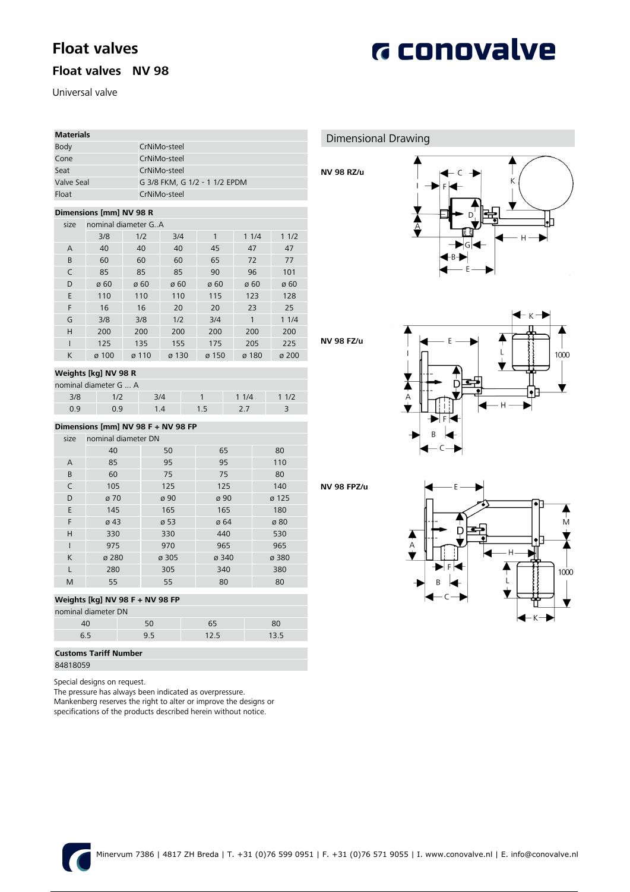# Float valves

## Float valves NV 98

Universal valve

| Materials | |
|---|---|
| Body | CrNiMo-steel |
| Cone | CrNiMo-steel |
| Seat | CrNiMo-steel |
| Valve Seal | G 3/8 FKM, G 1/2 - 1 1/2 EPDM |
| Float | CrNiMo-steel |

**Dimensions [mm] NV 98 R**

| size | nominal diameter G..A | | | | | |
|---|---|---|---|---|---|---|
| | 3/8 | 1/2 | 3/4 | 1 | 1 1/4 | 1 1/2 |
| A | 40 | 40 | 40 | 45 | 47 | 47 |
| B | 60 | 60 | 60 | 65 | 72 | 77 |
| C | 85 | 85 | 85 | 90 | 96 | 101 |
| D | ø 60 | ø 60 | ø 60 | ø 60 | ø 60 | ø 60 |
| E | 110 | 110 | 110 | 115 | 123 | 128 |
| F | 16 | 16 | 20 | 20 | 23 | 25 |
| G | 3/8 | 3/8 | 1/2 | 3/4 | 1 | 1 1/4 |
| H | 200 | 200 | 200 | 200 | 200 | 200 |
| I | 125 | 135 | 155 | 175 | 205 | 225 |
| K | ø 100 | ø 110 | ø 130 | ø 150 | ø 180 | ø 200 |

**Weights [kg] NV 98 R**

| nominal diameter G ... A | | | | | |
|---|---|---|---|---|---|
| 3/8 | 1/2 | 3/4 | 1 | 1 1/4 | 1 1/2 |
| 0.9 | 0.9 | 1.4 | 1.5 | 2.7 | 3 |

**Dimensions [mm] NV 98 F + NV 98 FP**

| size | nominal diameter DN | | | |
|---|---|---|---|---|
| | 40 | 50 | 65 | 80 |
| A | 85 | 95 | 95 | 110 |
| B | 60 | 75 | 75 | 80 |
| C | 105 | 125 | 125 | 140 |
| D | ø 70 | ø 90 | ø 90 | ø 125 |
| E | 145 | 165 | 165 | 180 |
| F | ø 43 | ø 53 | ø 64 | ø 80 |
| H | 330 | 330 | 440 | 530 |
| I | 975 | 970 | 965 | 965 |
| K | ø 280 | ø 305 | ø 340 | ø 380 |
| L | 280 | 305 | 340 | 380 |
| M | 55 | 55 | 80 | 80 |

**Weights [kg] NV 98 F + NV 98 FP**

| nominal diameter DN | | | |
|---|---|---|---|
| 40 | 50 | 65 | 80 |
| 6.5 | 9.5 | 12.5 | 13.5 |

**Customs Tariff Number**

84818059

Special designs on request.
The pressure has always been indicated as overpressure.
Mankenberg reserves the right to alter or improve the designs or specifications of the products described herein without notice.

## Dimensional Drawing

**NV 98 RZ/u**

I
C
F
K
D
A
G
H
B
E

**NV 98 FZ/u**

K
E
I
L
1000
D
A
H
F
B
C

**NV 98 FPZ/u**

E
D
M
A
H
F
L
1000
B
C
K